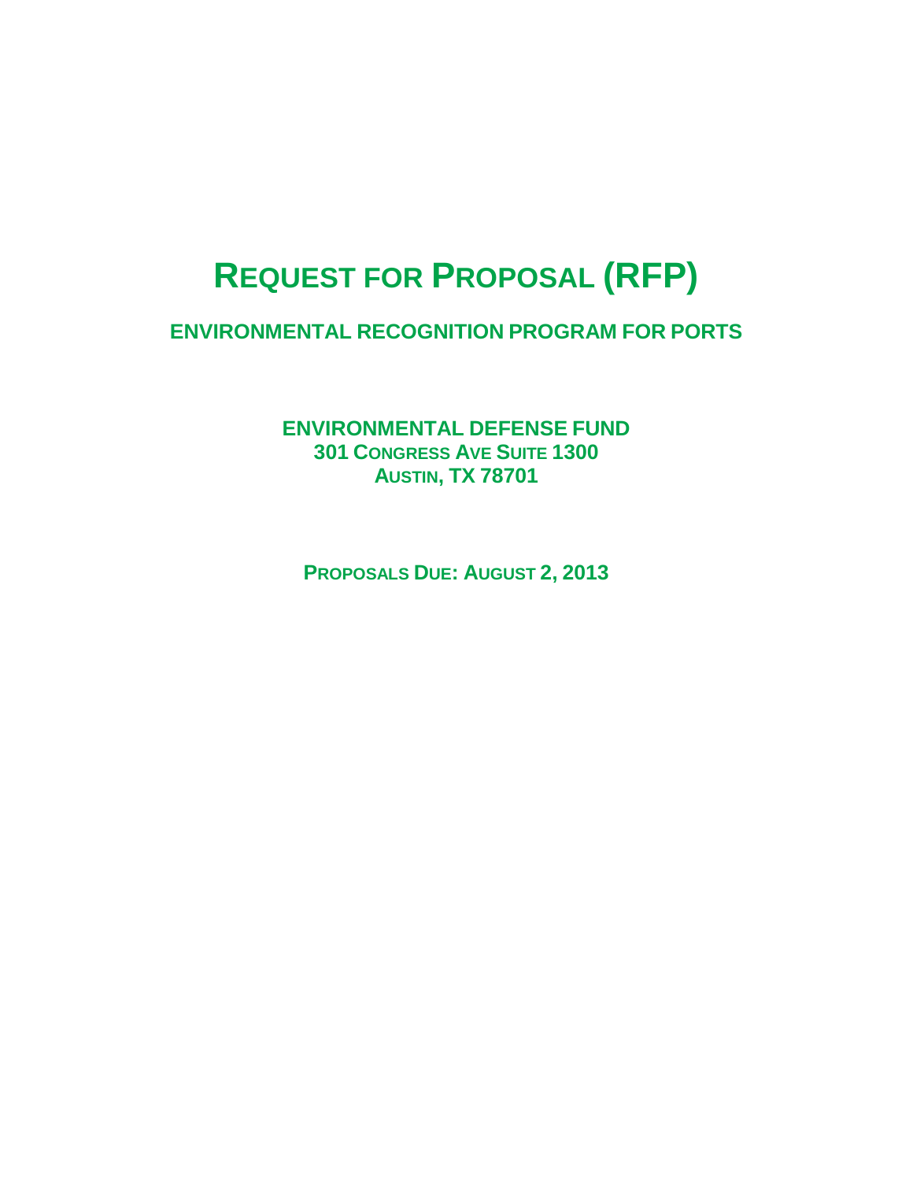# REQUEST FOR PROPOSAL (RFP)

## ENVIRONMENTAL RECOGNITION PROGRAM FOR PORTS

**ENVIRONMENTAL DEFENSE FUND**
**301 CONGRESS AVE SUITE 1300**
**AUSTIN, TX 78701**

**PROPOSALS DUE: AUGUST 2, 2013**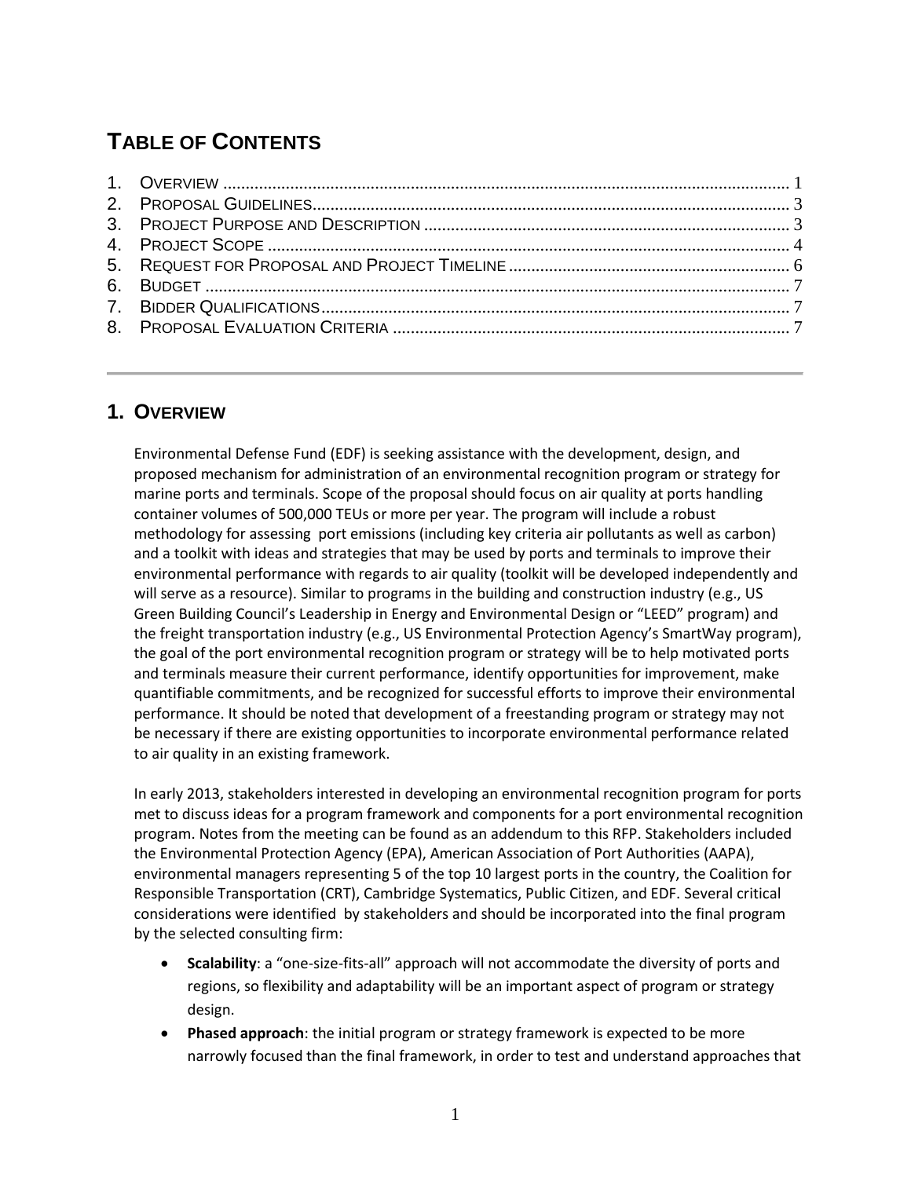# TABLE OF CONTENTS

1. OVERVIEW ............................................................................................................................ 1
2. PROPOSAL GUIDELINES.......................................................................................................... 3
3. PROJECT PURPOSE AND DESCRIPTION ................................................................................. 3
4. PROJECT SCOPE .................................................................................................................... 4
5. REQUEST FOR PROPOSAL AND PROJECT TIMELINE .............................................................. 6
6. BUDGET ................................................................................................................................. 7
7. BIDDER QUALIFICATIONS........................................................................................................ 7
8. PROPOSAL EVALUATION CRITERIA ........................................................................................ 7

---

## 1. OVERVIEW

Environmental Defense Fund (EDF) is seeking assistance with the development, design, and proposed mechanism for administration of an environmental recognition program or strategy for marine ports and terminals. Scope of the proposal should focus on air quality at ports handling container volumes of 500,000 TEUs or more per year. The program will include a robust methodology for assessing port emissions (including key criteria air pollutants as well as carbon) and a toolkit with ideas and strategies that may be used by ports and terminals to improve their environmental performance with regards to air quality (toolkit will be developed independently and will serve as a resource). Similar to programs in the building and construction industry (e.g., US Green Building Council's Leadership in Energy and Environmental Design or "LEED" program) and the freight transportation industry (e.g., US Environmental Protection Agency's SmartWay program), the goal of the port environmental recognition program or strategy will be to help motivated ports and terminals measure their current performance, identify opportunities for improvement, make quantifiable commitments, and be recognized for successful efforts to improve their environmental performance. It should be noted that development of a freestanding program or strategy may not be necessary if there are existing opportunities to incorporate environmental performance related to air quality in an existing framework.

In early 2013, stakeholders interested in developing an environmental recognition program for ports met to discuss ideas for a program framework and components for a port environmental recognition program. Notes from the meeting can be found as an addendum to this RFP. Stakeholders included the Environmental Protection Agency (EPA), American Association of Port Authorities (AAPA), environmental managers representing 5 of the top 10 largest ports in the country, the Coalition for Responsible Transportation (CRT), Cambridge Systematics, Public Citizen, and EDF. Several critical considerations were identified by stakeholders and should be incorporated into the final program by the selected consulting firm:

- **Scalability**: a "one-size-fits-all" approach will not accommodate the diversity of ports and regions, so flexibility and adaptability will be an important aspect of program or strategy design.
- **Phased approach**: the initial program or strategy framework is expected to be more narrowly focused than the final framework, in order to test and understand approaches that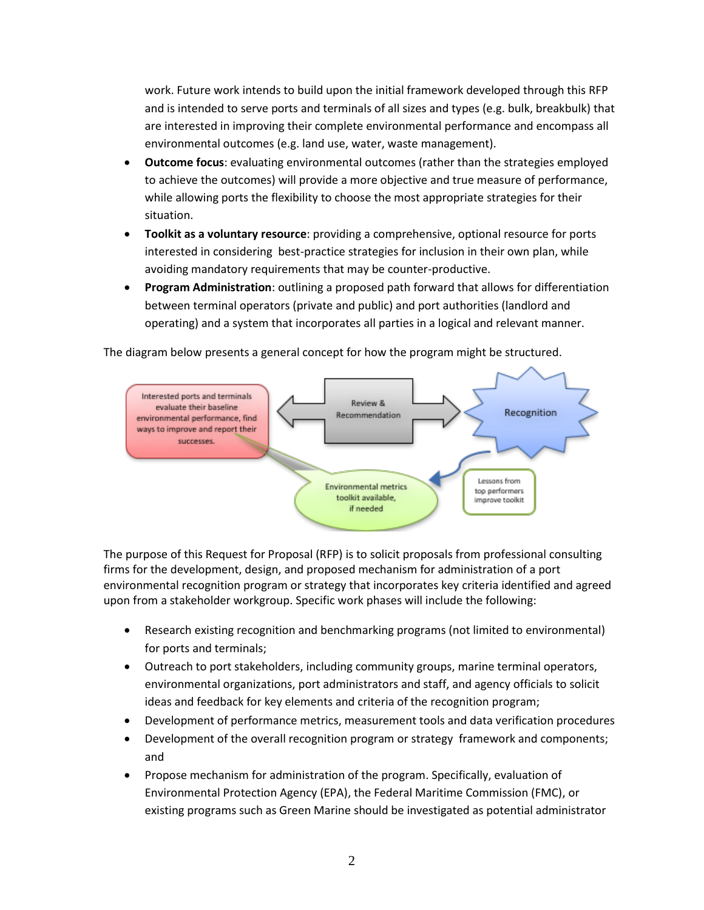work. Future work intends to build upon the initial framework developed through this RFP and is intended to serve ports and terminals of all sizes and types (e.g. bulk, breakbulk) that are interested in improving their complete environmental performance and encompass all environmental outcomes (e.g. land use, water, waste management).

- **Outcome focus**: evaluating environmental outcomes (rather than the strategies employed to achieve the outcomes) will provide a more objective and true measure of performance, while allowing ports the flexibility to choose the most appropriate strategies for their situation.
- **Toolkit as a voluntary resource**: providing a comprehensive, optional resource for ports interested in considering best-practice strategies for inclusion in their own plan, while avoiding mandatory requirements that may be counter-productive.
- **Program Administration**: outlining a proposed path forward that allows for differentiation between terminal operators (private and public) and port authorities (landlord and operating) and a system that incorporates all parties in a logical and relevant manner.

The diagram below presents a general concept for how the program might be structured.

Interested ports and terminals evaluate their baseline environmental performance, find ways to improve and report their successes.

Review & Recommendation

Recognition

Environmental metrics toolkit available, if needed

Lessons from top performers improve toolkit

The purpose of this Request for Proposal (RFP) is to solicit proposals from professional consulting firms for the development, design, and proposed mechanism for administration of a port environmental recognition program or strategy that incorporates key criteria identified and agreed upon from a stakeholder workgroup. Specific work phases will include the following:

- Research existing recognition and benchmarking programs (not limited to environmental) for ports and terminals;
- Outreach to port stakeholders, including community groups, marine terminal operators, environmental organizations, port administrators and staff, and agency officials to solicit ideas and feedback for key elements and criteria of the recognition program;
- Development of performance metrics, measurement tools and data verification procedures
- Development of the overall recognition program or strategy framework and components; and
- Propose mechanism for administration of the program. Specifically, evaluation of Environmental Protection Agency (EPA), the Federal Maritime Commission (FMC), or existing programs such as Green Marine should be investigated as potential administrator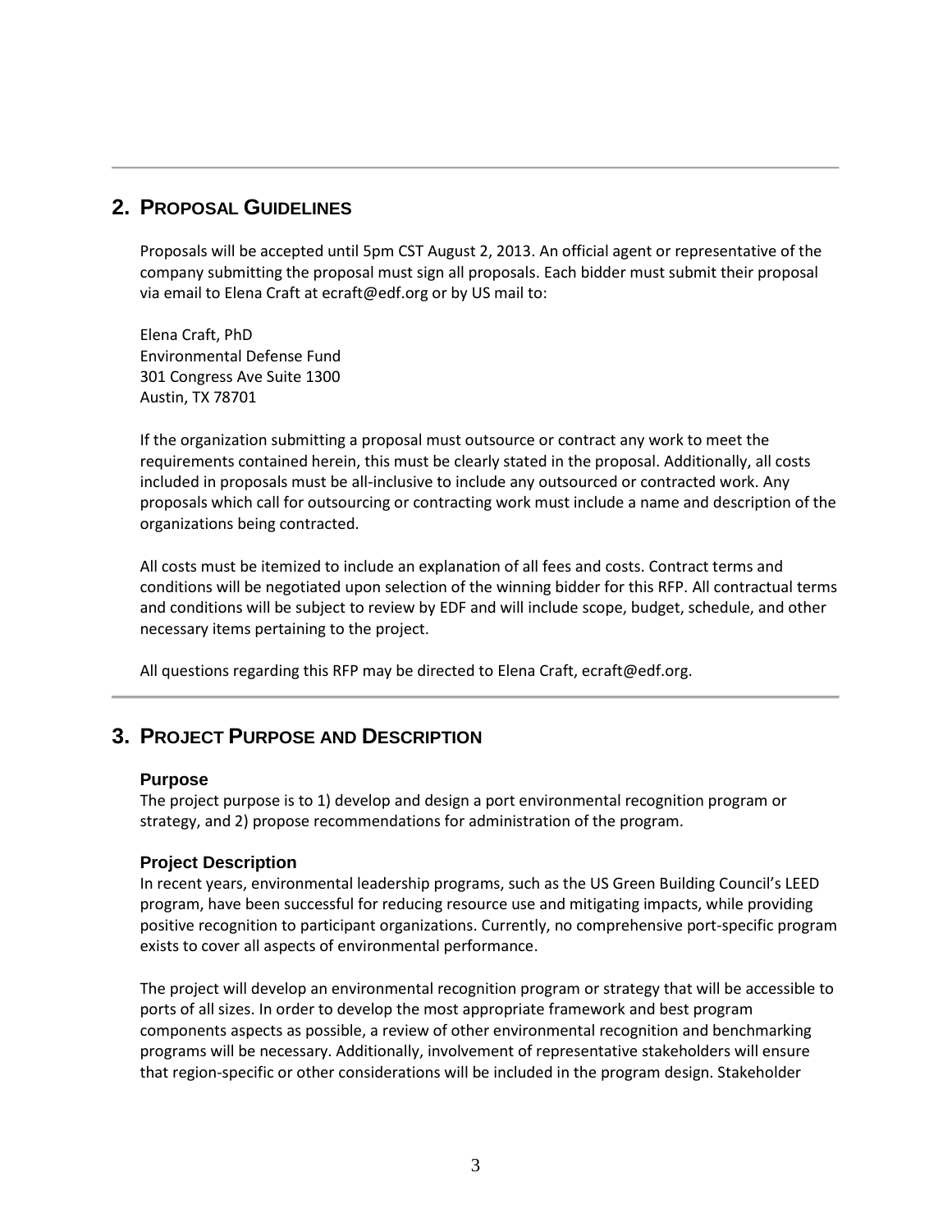## 2. Proposal Guidelines

Proposals will be accepted until 5pm CST August 2, 2013. An official agent or representative of the company submitting the proposal must sign all proposals. Each bidder must submit their proposal via email to Elena Craft at ecraft@edf.org or by US mail to:

Elena Craft, PhD
Environmental Defense Fund
301 Congress Ave Suite 1300
Austin, TX 78701

If the organization submitting a proposal must outsource or contract any work to meet the requirements contained herein, this must be clearly stated in the proposal. Additionally, all costs included in proposals must be all-inclusive to include any outsourced or contracted work. Any proposals which call for outsourcing or contracting work must include a name and description of the organizations being contracted.

All costs must be itemized to include an explanation of all fees and costs. Contract terms and conditions will be negotiated upon selection of the winning bidder for this RFP. All contractual terms and conditions will be subject to review by EDF and will include scope, budget, schedule, and other necessary items pertaining to the project.

All questions regarding this RFP may be directed to Elena Craft, ecraft@edf.org.

## 3. Project Purpose and Description

### Purpose

The project purpose is to 1) develop and design a port environmental recognition program or strategy, and 2) propose recommendations for administration of the program.

### Project Description

In recent years, environmental leadership programs, such as the US Green Building Council's LEED program, have been successful for reducing resource use and mitigating impacts, while providing positive recognition to participant organizations. Currently, no comprehensive port-specific program exists to cover all aspects of environmental performance.

The project will develop an environmental recognition program or strategy that will be accessible to ports of all sizes. In order to develop the most appropriate framework and best program components aspects as possible, a review of other environmental recognition and benchmarking programs will be necessary. Additionally, involvement of representative stakeholders will ensure that region-specific or other considerations will be included in the program design. Stakeholder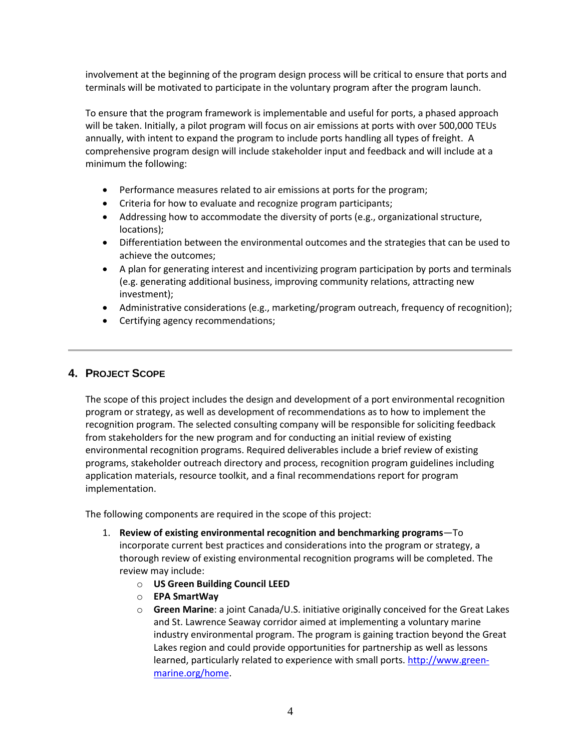involvement at the beginning of the program design process will be critical to ensure that ports and terminals will be motivated to participate in the voluntary program after the program launch.

To ensure that the program framework is implementable and useful for ports, a phased approach will be taken. Initially, a pilot program will focus on air emissions at ports with over 500,000 TEUs annually, with intent to expand the program to include ports handling all types of freight. A comprehensive program design will include stakeholder input and feedback and will include at a minimum the following:

- Performance measures related to air emissions at ports for the program;
- Criteria for how to evaluate and recognize program participants;
- Addressing how to accommodate the diversity of ports (e.g., organizational structure, locations);
- Differentiation between the environmental outcomes and the strategies that can be used to achieve the outcomes;
- A plan for generating interest and incentivizing program participation by ports and terminals (e.g. generating additional business, improving community relations, attracting new investment);
- Administrative considerations (e.g., marketing/program outreach, frequency of recognition);
- Certifying agency recommendations;

---

## 4. Project Scope

The scope of this project includes the design and development of a port environmental recognition program or strategy, as well as development of recommendations as to how to implement the recognition program. The selected consulting company will be responsible for soliciting feedback from stakeholders for the new program and for conducting an initial review of existing environmental recognition programs. Required deliverables include a brief review of existing programs, stakeholder outreach directory and process, recognition program guidelines including application materials, resource toolkit, and a final recommendations report for program implementation.

The following components are required in the scope of this project:

1. **Review of existing environmental recognition and benchmarking programs**—To incorporate current best practices and considerations into the program or strategy, a thorough review of existing environmental recognition programs will be completed. The review may include:
    - **US Green Building Council LEED**
    - **EPA SmartWay**
    - **Green Marine**: a joint Canada/U.S. initiative originally conceived for the Great Lakes and St. Lawrence Seaway corridor aimed at implementing a voluntary marine industry environmental program. The program is gaining traction beyond the Great Lakes region and could provide opportunities for partnership as well as lessons learned, particularly related to experience with small ports. http://www.green-marine.org/home.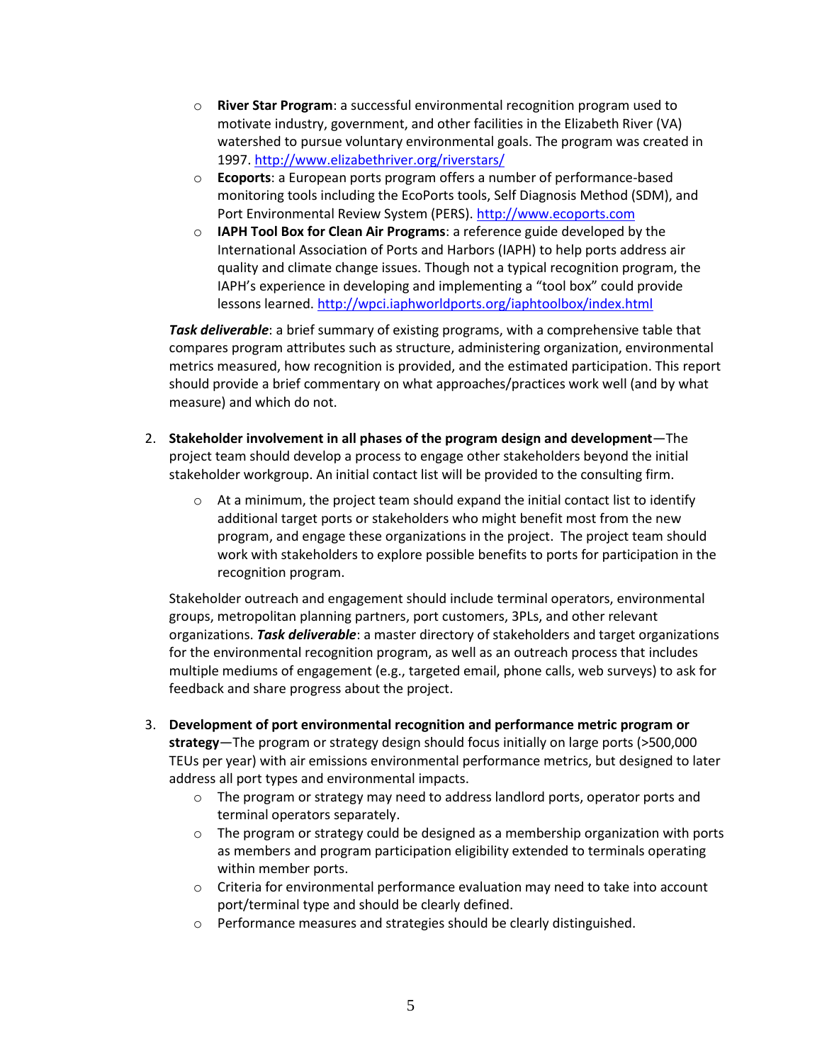- **River Star Program**: a successful environmental recognition program used to motivate industry, government, and other facilities in the Elizabeth River (VA) watershed to pursue voluntary environmental goals. The program was created in 1997. http://www.elizabethriver.org/riverstars/
   - **Ecoports**: a European ports program offers a number of performance-based monitoring tools including the EcoPorts tools, Self Diagnosis Method (SDM), and Port Environmental Review System (PERS). http://www.ecoports.com
   - **IAPH Tool Box for Clean Air Programs**: a reference guide developed by the International Association of Ports and Harbors (IAPH) to help ports address air quality and climate change issues. Though not a typical recognition program, the IAPH's experience in developing and implementing a "tool box" could provide lessons learned. http://wpci.iaphworldports.org/iaphtoolbox/index.html

   ***Task deliverable***: a brief summary of existing programs, with a comprehensive table that compares program attributes such as structure, administering organization, environmental metrics measured, how recognition is provided, and the estimated participation. This report should provide a brief commentary on what approaches/practices work well (and by what measure) and which do not.

2. **Stakeholder involvement in all phases of the program design and development**—The project team should develop a process to engage other stakeholders beyond the initial stakeholder workgroup. An initial contact list will be provided to the consulting firm.

   - At a minimum, the project team should expand the initial contact list to identify additional target ports or stakeholders who might benefit most from the new program, and engage these organizations in the project. The project team should work with stakeholders to explore possible benefits to ports for participation in the recognition program.

   Stakeholder outreach and engagement should include terminal operators, environmental groups, metropolitan planning partners, port customers, 3PLs, and other relevant organizations. ***Task deliverable***: a master directory of stakeholders and target organizations for the environmental recognition program, as well as an outreach process that includes multiple mediums of engagement (e.g., targeted email, phone calls, web surveys) to ask for feedback and share progress about the project.

3. **Development of port environmental recognition and performance metric program or strategy**—The program or strategy design should focus initially on large ports (>500,000 TEUs per year) with air emissions environmental performance metrics, but designed to later address all port types and environmental impacts.
   - The program or strategy may need to address landlord ports, operator ports and terminal operators separately.
   - The program or strategy could be designed as a membership organization with ports as members and program participation eligibility extended to terminals operating within member ports.
   - Criteria for environmental performance evaluation may need to take into account port/terminal type and should be clearly defined.
   - Performance measures and strategies should be clearly distinguished.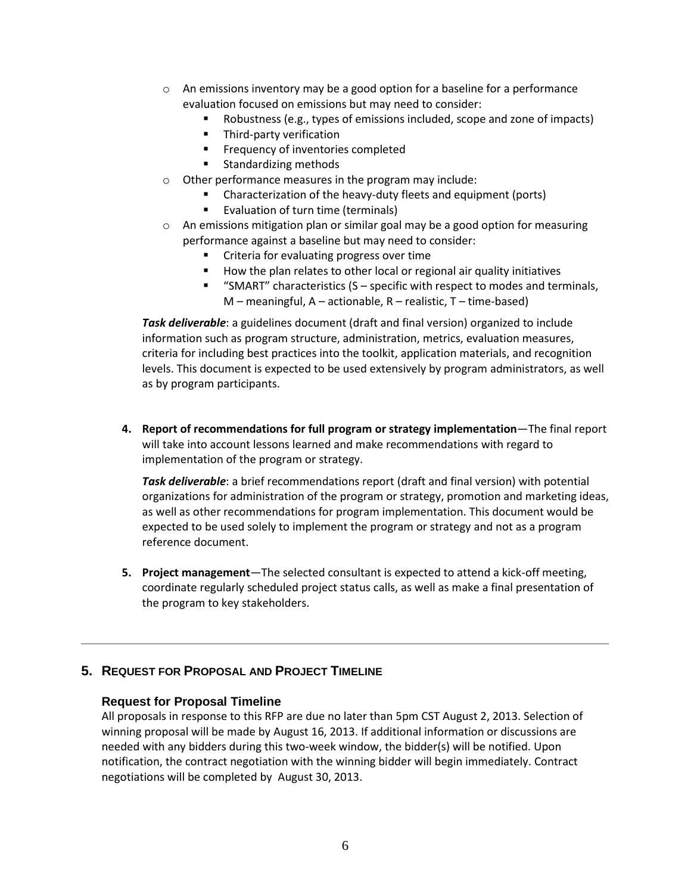- An emissions inventory may be a good option for a baseline for a performance evaluation focused on emissions but may need to consider:
    - Robustness (e.g., types of emissions included, scope and zone of impacts)
    - Third-party verification
    - Frequency of inventories completed
    - Standardizing methods
- Other performance measures in the program may include:
    - Characterization of the heavy-duty fleets and equipment (ports)
    - Evaluation of turn time (terminals)
- An emissions mitigation plan or similar goal may be a good option for measuring performance against a baseline but may need to consider:
    - Criteria for evaluating progress over time
    - How the plan relates to other local or regional air quality initiatives
    - "SMART" characteristics (S – specific with respect to modes and terminals, M – meaningful, A – actionable, R – realistic, T – time-based)

***Task deliverable***: a guidelines document (draft and final version) organized to include information such as program structure, administration, metrics, evaluation measures, criteria for including best practices into the toolkit, application materials, and recognition levels. This document is expected to be used extensively by program administrators, as well as by program participants.

4. **Report of recommendations for full program or strategy implementation**—The final report will take into account lessons learned and make recommendations with regard to implementation of the program or strategy.

   ***Task deliverable***: a brief recommendations report (draft and final version) with potential organizations for administration of the program or strategy, promotion and marketing ideas, as well as other recommendations for program implementation. This document would be expected to be used solely to implement the program or strategy and not as a program reference document.

5. **Project management**—The selected consultant is expected to attend a kick-off meeting, coordinate regularly scheduled project status calls, as well as make a final presentation of the program to key stakeholders.

---

## 5. Request for Proposal and Project Timeline

### Request for Proposal Timeline

All proposals in response to this RFP are due no later than 5pm CST August 2, 2013. Selection of winning proposal will be made by August 16, 2013. If additional information or discussions are needed with any bidders during this two-week window, the bidder(s) will be notified. Upon notification, the contract negotiation with the winning bidder will begin immediately. Contract negotiations will be completed by August 30, 2013.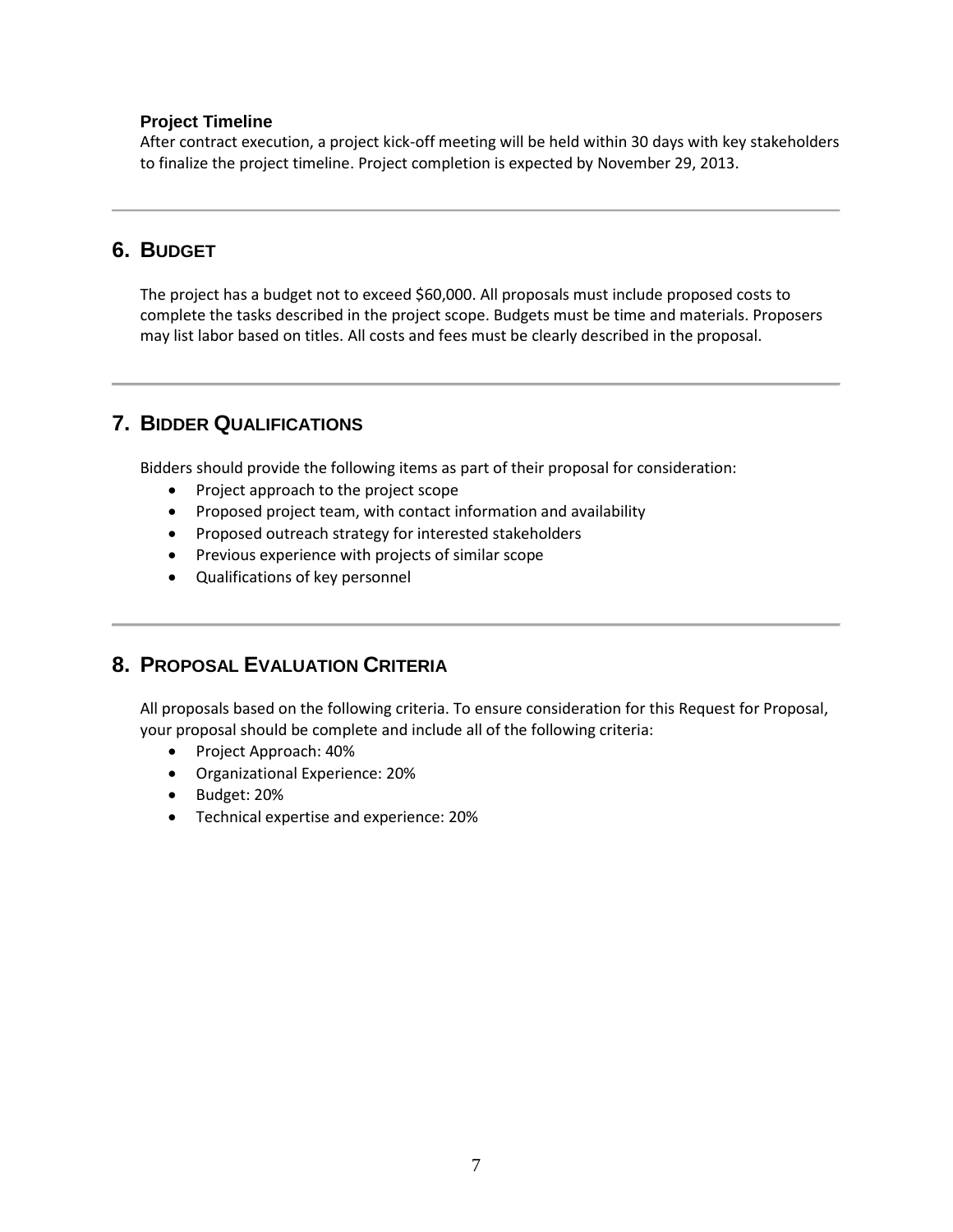### Project Timeline

After contract execution, a project kick-off meeting will be held within 30 days with key stakeholders to finalize the project timeline. Project completion is expected by November 29, 2013.

---

## 6. Budget

The project has a budget not to exceed $60,000. All proposals must include proposed costs to complete the tasks described in the project scope. Budgets must be time and materials. Proposers may list labor based on titles. All costs and fees must be clearly described in the proposal.

---

## 7. Bidder Qualifications

Bidders should provide the following items as part of their proposal for consideration:

- Project approach to the project scope
- Proposed project team, with contact information and availability
- Proposed outreach strategy for interested stakeholders
- Previous experience with projects of similar scope
- Qualifications of key personnel

---

## 8. Proposal Evaluation Criteria

All proposals based on the following criteria. To ensure consideration for this Request for Proposal, your proposal should be complete and include all of the following criteria:

- Project Approach: 40%
- Organizational Experience: 20%
- Budget: 20%
- Technical expertise and experience: 20%